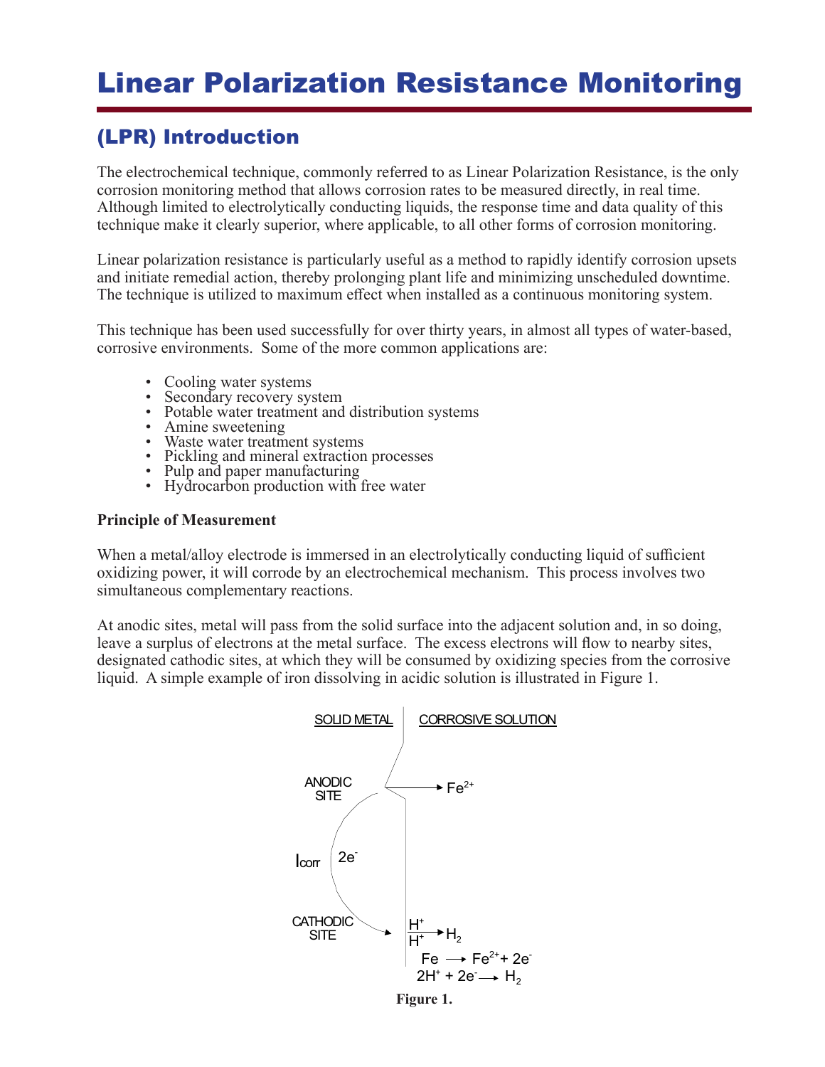# Linear Polarization Resistance Monitoring

## (LPR) Introduction

The electrochemical technique, commonly referred to as Linear Polarization Resistance, is the only corrosion monitoring method that allows corrosion rates to be measured directly, in real time. Although limited to electrolytically conducting liquids, the response time and data quality of this technique make it clearly superior, where applicable, to all other forms of corrosion monitoring.

Linear polarization resistance is particularly useful as a method to rapidly identify corrosion upsets and initiate remedial action, thereby prolonging plant life and minimizing unscheduled downtime. The technique is utilized to maximum effect when installed as a continuous monitoring system.

This technique has been used successfully for over thirty years, in almost all types of water-based, corrosive environments. Some of the more common applications are:

- Cooling water systems
- Secondary recovery system
- Potable water treatment and distribution systems
- Amine sweetening
- Waste water treatment systems
- Pickling and mineral extraction processes
- Pulp and paper manufacturing
- Hydrocarbon production with free water

**Principle of Measurement**

When a metal/alloy electrode is immersed in an electrolytically conducting liquid of sufficient oxidizing power, it will corrode by an electrochemical mechanism. This process involves two simultaneous complementary reactions.

At anodic sites, metal will pass from the solid surface into the adjacent solution and, in so doing, leave a surplus of electrons at the metal surface. The excess electrons will flow to nearby sites, designated cathodic sites, at which they will be consumed by oxidizing species from the corrosive liquid. A simple example of iron dissolving in acidic solution is illustrated in Figure 1.

SOLID METAL | CORROSIVE SOLUTION

ANODIC SITE → $Fe^{2+}$

$I_{corr}$ $2e^-$

CATHODIC SITE $H^+$, $H^+$ → $H_2$

$$Fe \rightarrow Fe^{2+} + 2e^-$$
$$2H^+ + 2e^- \rightarrow H_2$$

**Figure 1.**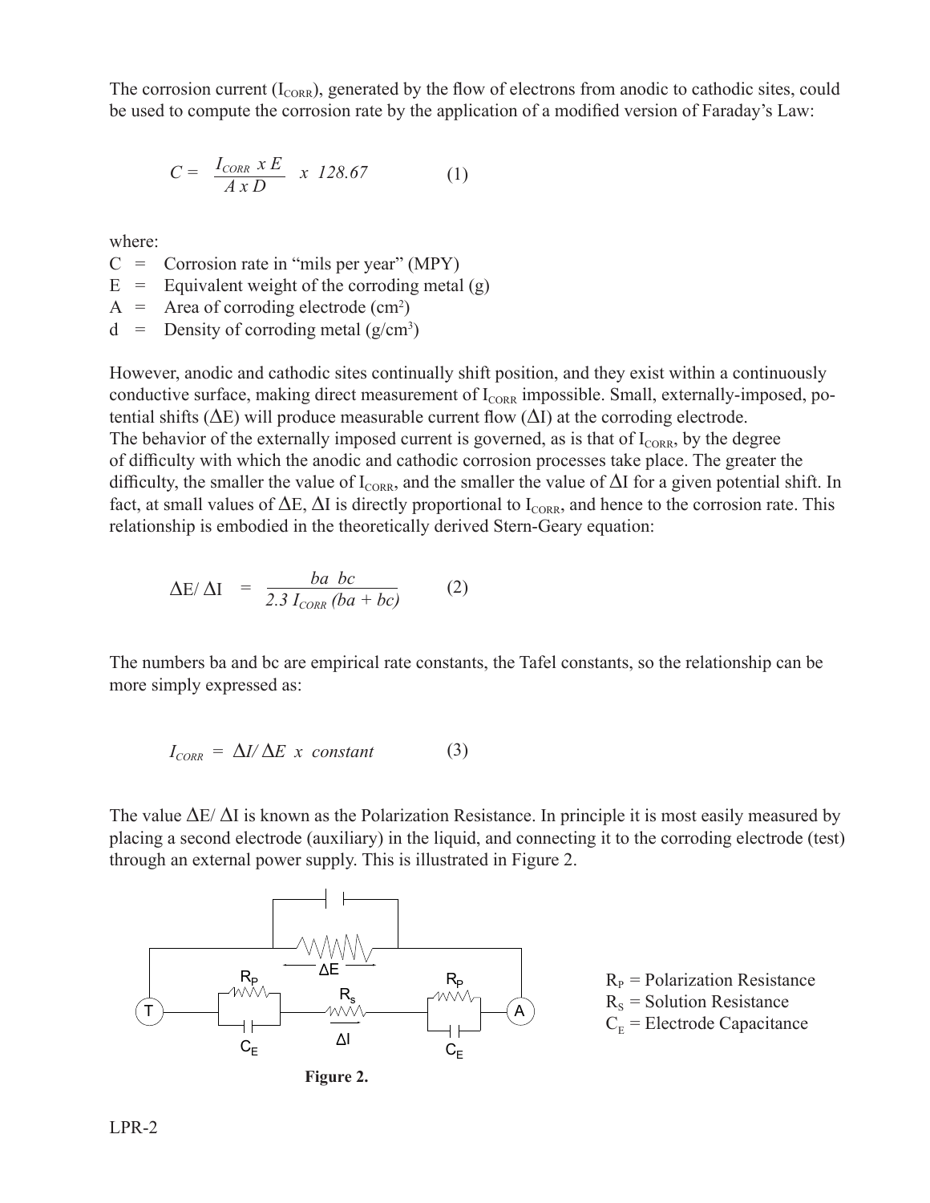The corrosion current ($I_{CORR}$), generated by the flow of electrons from anodic to cathodic sites, could be used to compute the corrosion rate by the application of a modified version of Faraday's Law:

$$C = \frac{I_{CORR} \ x \ E}{A \ x \ D} \ x \ 128.67 \qquad (1)$$

where:

$C$ = Corrosion rate in "mils per year" (MPY)
$E$ = Equivalent weight of the corroding metal (g)
$A$ = Area of corroding electrode ($cm^2$)
$d$ = Density of corroding metal ($g/cm^3$)

However, anodic and cathodic sites continually shift position, and they exist within a continuously conductive surface, making direct measurement of $I_{CORR}$ impossible. Small, externally-imposed, potential shifts ($\Delta E$) will produce measurable current flow ($\Delta I$) at the corroding electrode. The behavior of the externally imposed current is governed, as is that of $I_{CORR}$, by the degree of difficulty with which the anodic and cathodic corrosion processes take place. The greater the difficulty, the smaller the value of $I_{CORR}$, and the smaller the value of $\Delta I$ for a given potential shift. In fact, at small values of $\Delta E$, $\Delta I$ is directly proportional to $I_{CORR}$, and hence to the corrosion rate. This relationship is embodied in the theoretically derived Stern-Geary equation:

$$\Delta E / \Delta I = \frac{ba \ bc}{2.3 \ I_{CORR} \ (ba + bc)} \qquad (2)$$

The numbers ba and bc are empirical rate constants, the Tafel constants, so the relationship can be more simply expressed as:

$$I_{CORR} = \Delta I / \Delta E \ x \ constant \qquad (3)$$

The value $\Delta E / \Delta I$ is known as the Polarization Resistance. In principle it is most easily measured by placing a second electrode (auxiliary) in the liquid, and connecting it to the corroding electrode (test) through an external power supply. This is illustrated in Figure 2.

$R_P$ = Polarization Resistance
$R_S$ = Solution Resistance
$C_E$ = Electrode Capacitance

**Figure 2.**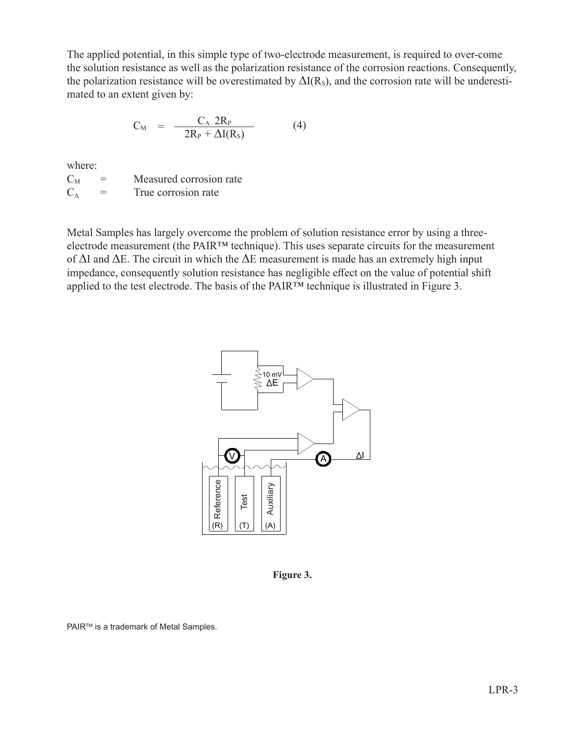The applied potential, in this simple type of two-electrode measurement, is required to over-come the solution resistance as well as the polarization resistance of the corrosion reactions. Consequently, the polarization resistance will be overestimated by $\Delta I(R_S)$, and the corrosion rate will be underestimated to an extent given by:

$$C_M = \frac{C_A \; 2R_P}{2R_P + \Delta I(R_S)} \qquad (4)$$

where:

$C_M$ = Measured corrosion rate
$C_A$ = True corrosion rate

Metal Samples has largely overcome the problem of solution resistance error by using a three-electrode measurement (the PAIR™ technique). This uses separate circuits for the measurement of $\Delta I$ and $\Delta E$. The circuit in which the $\Delta E$ measurement is made has an extremely high input impedance, consequently solution resistance has negligible effect on the value of potential shift applied to the test electrode. The basis of the PAIR™ technique is illustrated in Figure 3.

**Figure 3.**

PAIR™ is a trademark of Metal Samples.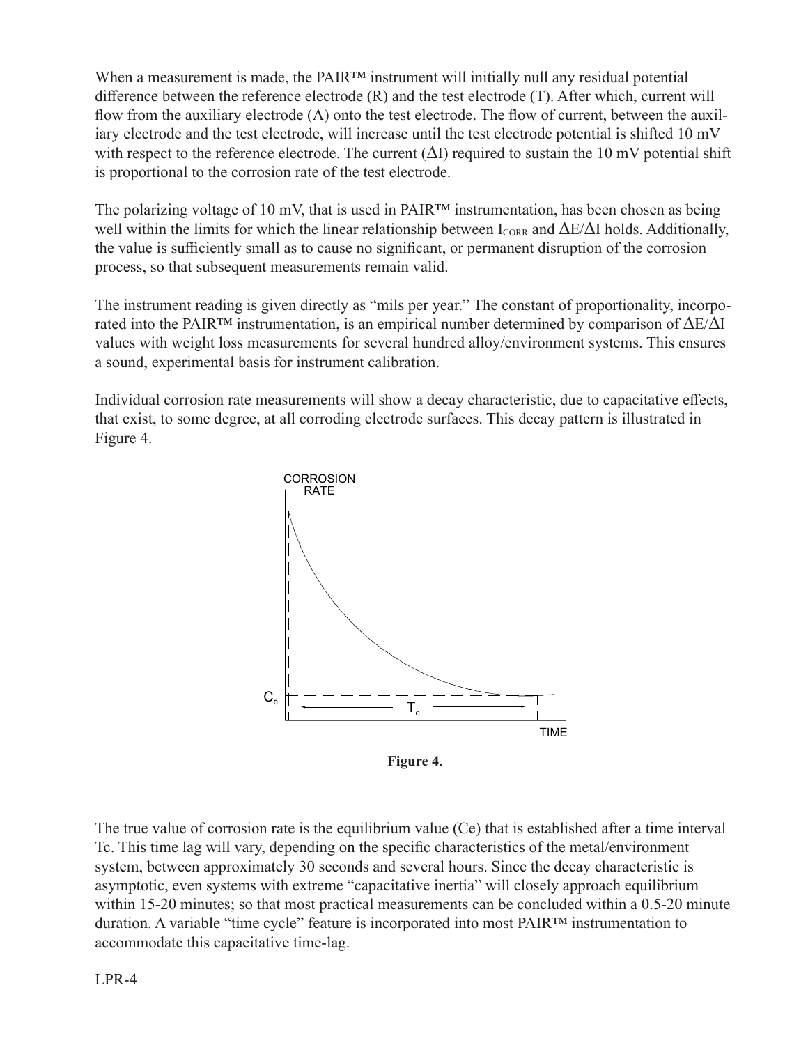When a measurement is made, the PAIR™ instrument will initially null any residual potential difference between the reference electrode (R) and the test electrode (T). After which, current will flow from the auxiliary electrode (A) onto the test electrode. The flow of current, between the auxiliary electrode and the test electrode, will increase until the test electrode potential is shifted 10 mV with respect to the reference electrode. The current ($\Delta I$) required to sustain the 10 mV potential shift is proportional to the corrosion rate of the test electrode.

The polarizing voltage of 10 mV, that is used in PAIR™ instrumentation, has been chosen as being well within the limits for which the linear relationship between $I_{CORR}$ and $\Delta E/\Delta I$ holds. Additionally, the value is sufficiently small as to cause no significant, or permanent disruption of the corrosion process, so that subsequent measurements remain valid.

The instrument reading is given directly as "mils per year." The constant of proportionality, incorporated into the PAIR™ instrumentation, is an empirical number determined by comparison of $\Delta E/\Delta I$ values with weight loss measurements for several hundred alloy/environment systems. This ensures a sound, experimental basis for instrument calibration.

Individual corrosion rate measurements will show a decay characteristic, due to capacitative effects, that exist, to some degree, at all corroding electrode surfaces. This decay pattern is illustrated in Figure 4.

**Figure 4.**

The true value of corrosion rate is the equilibrium value (Ce) that is established after a time interval Tc. This time lag will vary, depending on the specific characteristics of the metal/environment system, between approximately 30 seconds and several hours. Since the decay characteristic is asymptotic, even systems with extreme "capacitative inertia" will closely approach equilibrium within 15-20 minutes; so that most practical measurements can be concluded within a 0.5-20 minute duration. A variable "time cycle" feature is incorporated into most PAIR™ instrumentation to accommodate this capacitative time-lag.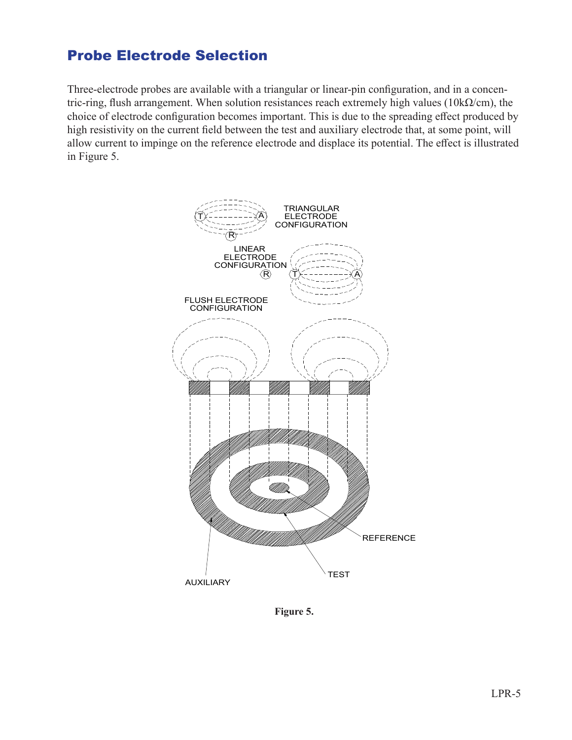## Probe Electrode Selection

Three-electrode probes are available with a triangular or linear-pin configuration, and in a concentric-ring, flush arrangement. When solution resistances reach extremely high values (10kΩ/cm), the choice of electrode configuration becomes important. This is due to the spreading effect produced by high resistivity on the current field between the test and auxiliary electrode that, at some point, will allow current to impinge on the reference electrode and displace its potential. The effect is illustrated in Figure 5.

TRIANGULAR ELECTRODE CONFIGURATION

LINEAR ELECTRODE CONFIGURATION

FLUSH ELECTRODE CONFIGURATION

REFERENCE

TEST

AUXILIARY

**Figure 5.**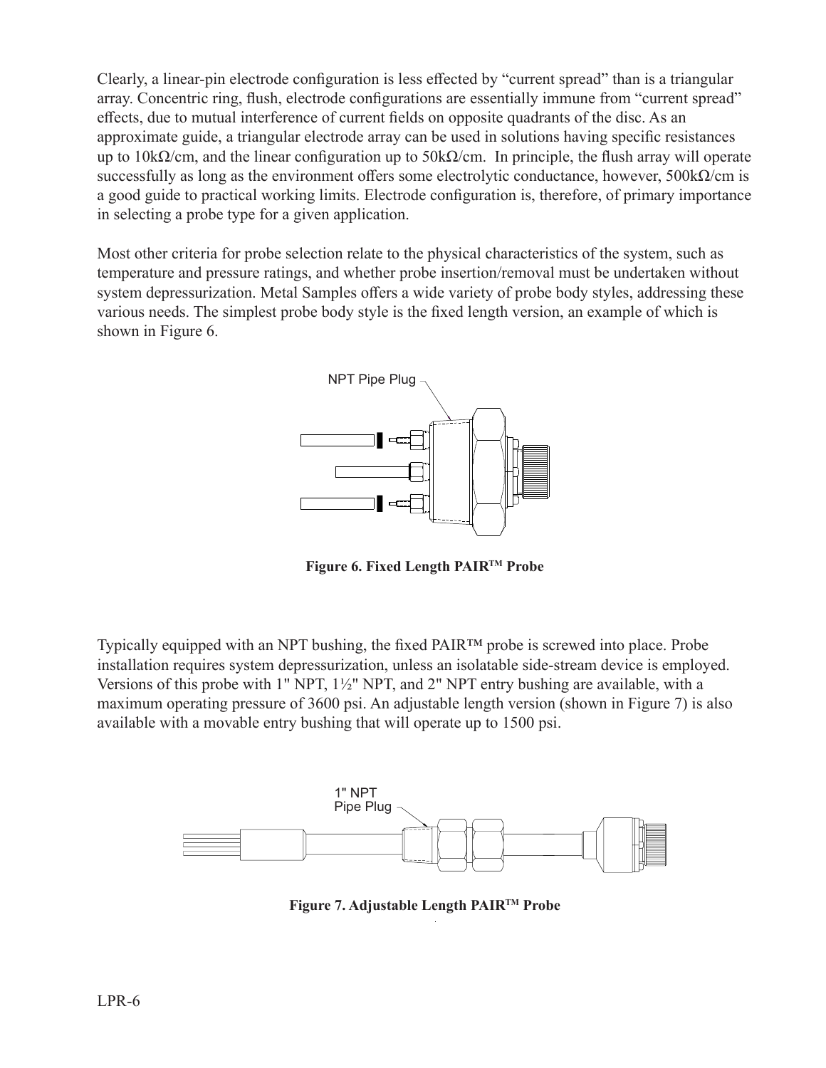Clearly, a linear-pin electrode configuration is less effected by "current spread" than is a triangular array. Concentric ring, flush, electrode configurations are essentially immune from "current spread" effects, due to mutual interference of current fields on opposite quadrants of the disc. As an approximate guide, a triangular electrode array can be used in solutions having specific resistances up to 10kΩ/cm, and the linear configuration up to 50kΩ/cm. In principle, the flush array will operate successfully as long as the environment offers some electrolytic conductance, however, 500kΩ/cm is a good guide to practical working limits. Electrode configuration is, therefore, of primary importance in selecting a probe type for a given application.

Most other criteria for probe selection relate to the physical characteristics of the system, such as temperature and pressure ratings, and whether probe insertion/removal must be undertaken without system depressurization. Metal Samples offers a wide variety of probe body styles, addressing these various needs. The simplest probe body style is the fixed length version, an example of which is shown in Figure 6.

NPT Pipe Plug

**Figure 6. Fixed Length PAIR™ Probe**

Typically equipped with an NPT bushing, the fixed PAIR™ probe is screwed into place. Probe installation requires system depressurization, unless an isolatable side-stream device is employed. Versions of this probe with 1" NPT, 1½" NPT, and 2" NPT entry bushing are available, with a maximum operating pressure of 3600 psi. An adjustable length version (shown in Figure 7) is also available with a movable entry bushing that will operate up to 1500 psi.

1" NPT Pipe Plug

**Figure 7. Adjustable Length PAIR™ Probe**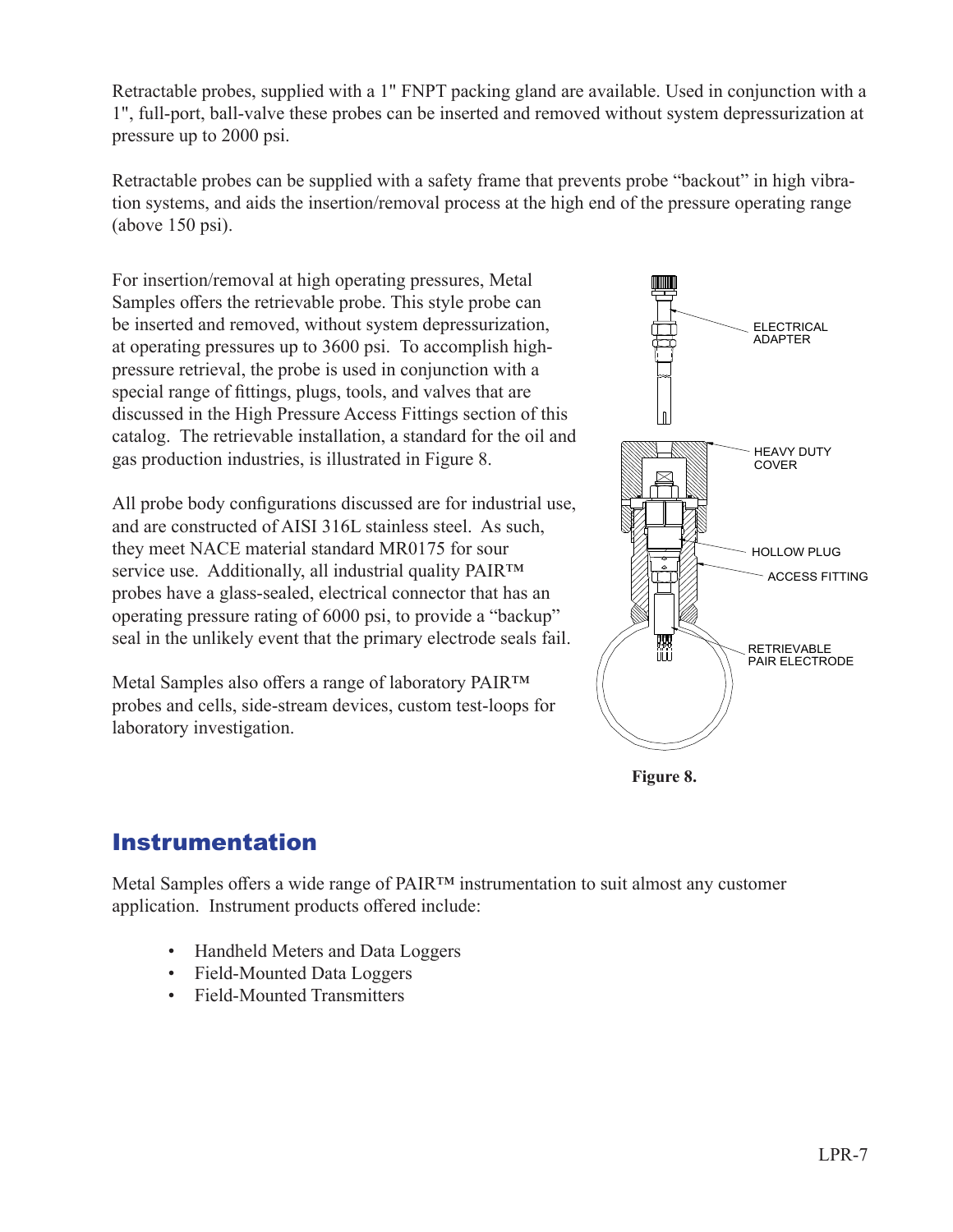Retractable probes, supplied with a 1" FNPT packing gland are available. Used in conjunction with a 1", full-port, ball-valve these probes can be inserted and removed without system depressurization at pressure up to 2000 psi.

Retractable probes can be supplied with a safety frame that prevents probe "backout" in high vibration systems, and aids the insertion/removal process at the high end of the pressure operating range (above 150 psi).

For insertion/removal at high operating pressures, Metal Samples offers the retrievable probe. This style probe can be inserted and removed, without system depressurization, at operating pressures up to 3600 psi. To accomplish high-pressure retrieval, the probe is used in conjunction with a special range of fittings, plugs, tools, and valves that are discussed in the High Pressure Access Fittings section of this catalog. The retrievable installation, a standard for the oil and gas production industries, is illustrated in Figure 8.

All probe body configurations discussed are for industrial use, and are constructed of AISI 316L stainless steel. As such, they meet NACE material standard MR0175 for sour service use. Additionally, all industrial quality PAIR™ probes have a glass-sealed, electrical connector that has an operating pressure rating of 6000 psi, to provide a "backup" seal in the unlikely event that the primary electrode seals fail.

Metal Samples also offers a range of laboratory PAIR™ probes and cells, side-stream devices, custom test-loops for laboratory investigation.

ELECTRICAL ADAPTER

HEAVY DUTY COVER

HOLLOW PLUG

ACCESS FITTING

RETRIEVABLE PAIR ELECTRODE

**Figure 8.**

## Instrumentation

Metal Samples offers a wide range of PAIR™ instrumentation to suit almost any customer application. Instrument products offered include:

- Handheld Meters and Data Loggers
- Field-Mounted Data Loggers
- Field-Mounted Transmitters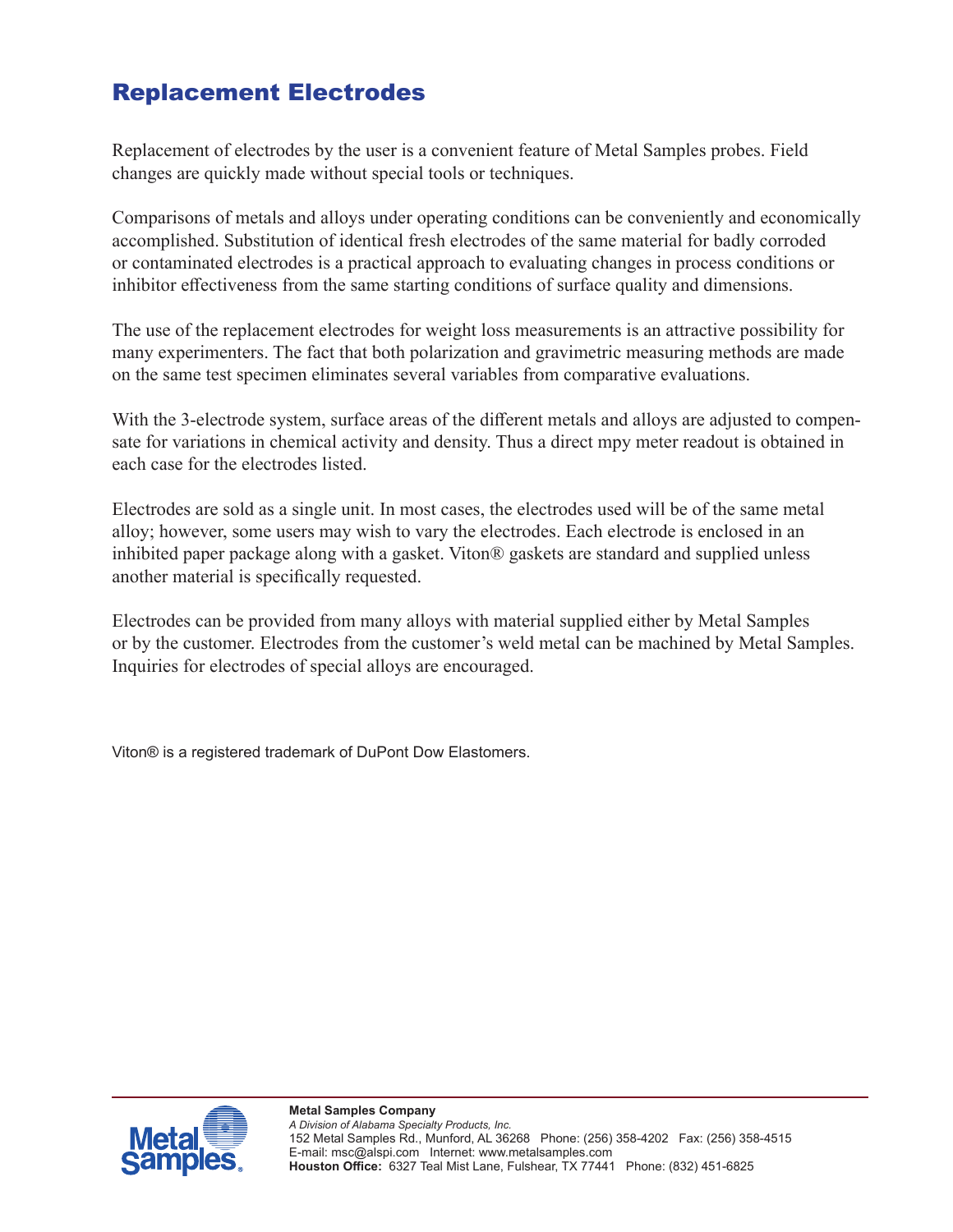# Replacement Electrodes

Replacement of electrodes by the user is a convenient feature of Metal Samples probes. Field changes are quickly made without special tools or techniques.

Comparisons of metals and alloys under operating conditions can be conveniently and economically accomplished. Substitution of identical fresh electrodes of the same material for badly corroded or contaminated electrodes is a practical approach to evaluating changes in process conditions or inhibitor effectiveness from the same starting conditions of surface quality and dimensions.

The use of the replacement electrodes for weight loss measurements is an attractive possibility for many experimenters. The fact that both polarization and gravimetric measuring methods are made on the same test specimen eliminates several variables from comparative evaluations.

With the 3-electrode system, surface areas of the different metals and alloys are adjusted to compensate for variations in chemical activity and density. Thus a direct mpy meter readout is obtained in each case for the electrodes listed.

Electrodes are sold as a single unit. In most cases, the electrodes used will be of the same metal alloy; however, some users may wish to vary the electrodes. Each electrode is enclosed in an inhibited paper package along with a gasket. Viton® gaskets are standard and supplied unless another material is specifically requested.

Electrodes can be provided from many alloys with material supplied either by Metal Samples or by the customer. Electrodes from the customer's weld metal can be machined by Metal Samples. Inquiries for electrodes of special alloys are encouraged.

Viton® is a registered trademark of DuPont Dow Elastomers.

**Metal Samples Company**
*A Division of Alabama Specialty Products, Inc.*
152 Metal Samples Rd., Munford, AL 36268 Phone: (256) 358-4202 Fax: (256) 358-4515
E-mail: msc@alspi.com Internet: www.metalsamples.com
**Houston Office:** 6327 Teal Mist Lane, Fulshear, TX 77441 Phone: (832) 451-6825